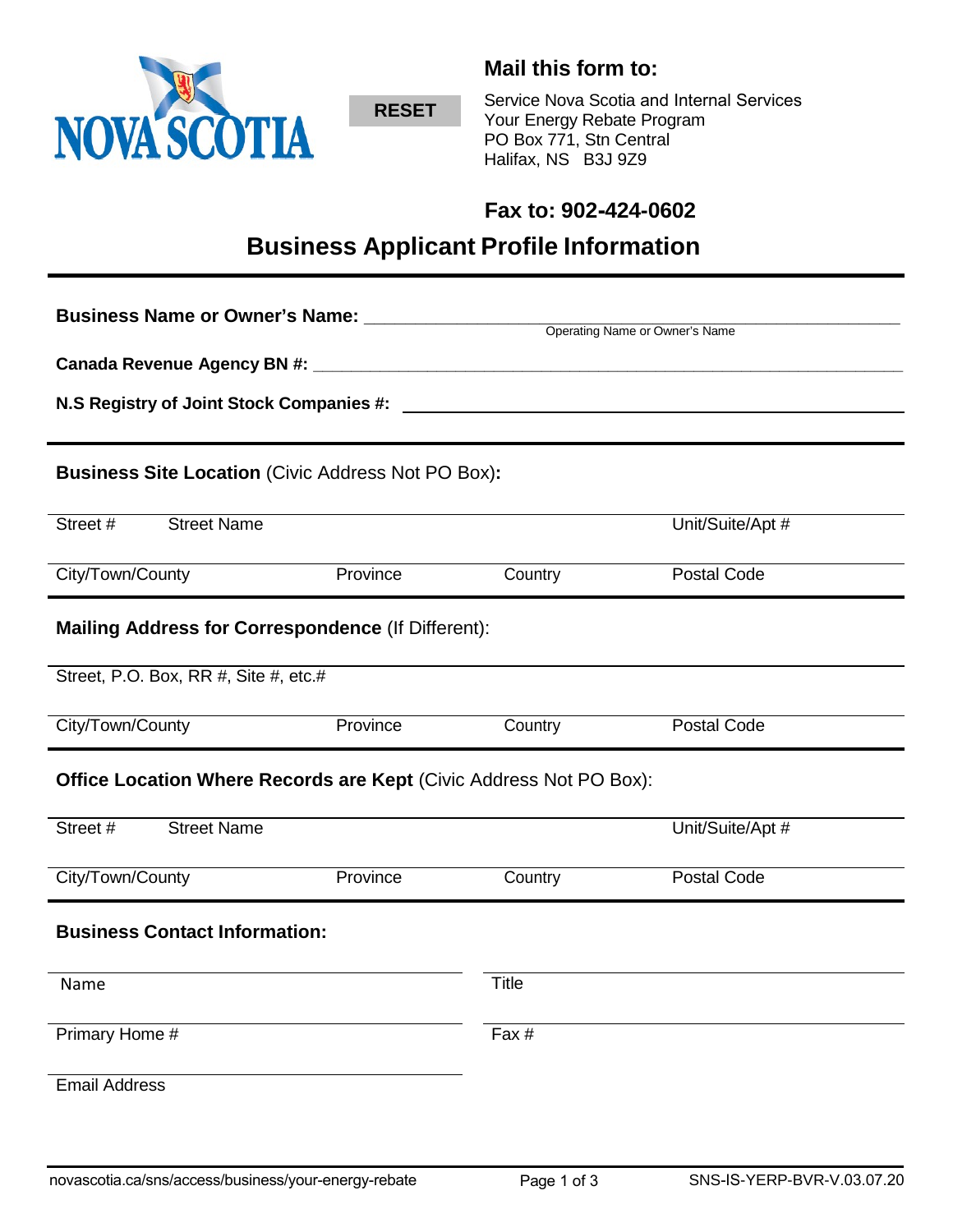RESET

**Mail this form to:**

Service Nova Scotia and Internal Services
Your Energy Rebate Program
PO Box 771, Stn Central
Halifax, NS B3J 9Z9

**Fax to: 902-424-0602**

# Business Applicant Profile Information

**Business Name or Owner's Name:** ____________________
Operating Name or Owner's Name

**Canada Revenue Agency BN #:** ____________________

**N.S Registry of Joint Stock Companies #:** ____________________

---

**Business Site Location** (Civic Address Not PO Box)**:**

| Street # | Street Name | | Unit/Suite/Apt # |
|---|---|---|---|
| City/Town/County | Province | Country | Postal Code |

**Mailing Address for Correspondence** (If Different):

| Street, P.O. Box, RR #, Site #, etc.# | | | |
|---|---|---|---|
| City/Town/County | Province | Country | Postal Code |

**Office Location Where Records are Kept** (Civic Address Not PO Box):

| Street # | Street Name | | Unit/Suite/Apt # |
|---|---|---|---|
| City/Town/County | Province | Country | Postal Code |

**Business Contact Information:**

| Name | Title |
|---|---|
| Primary Home # | Fax # |
| Email Address | |

novascotia.ca/sns/access/business/your-energy-rebate

SNS-IS-YERP-BVR-V.03.07.20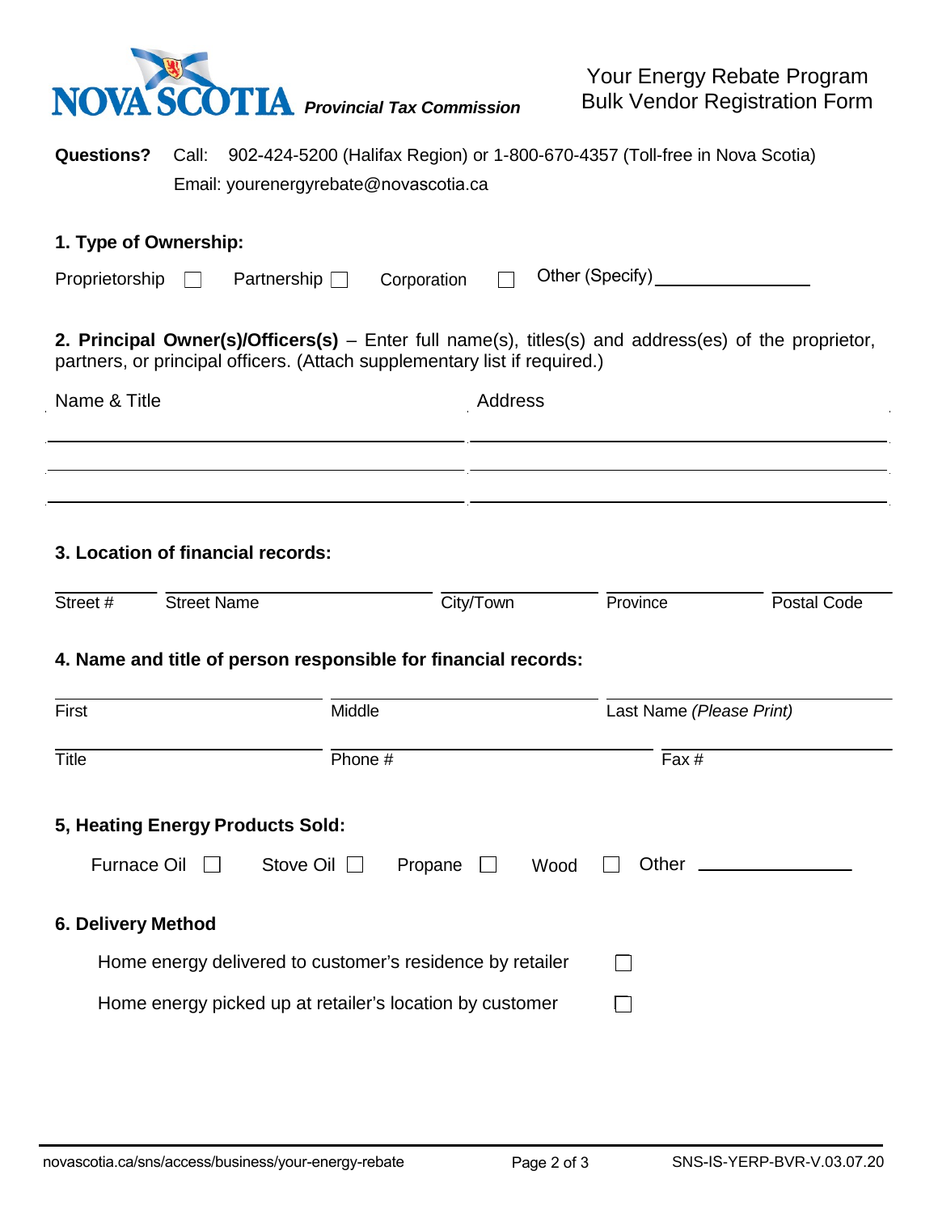**NOVA SCOTIA** ***Provincial Tax Commission***

# Your Energy Rebate Program
# Bulk Vendor Registration Form

**Questions?** Call: 902-424-5200 (Halifax Region) or 1-800-670-4357 (Toll-free in Nova Scotia)
Email: yourenergyrebate@novascotia.ca

### 1. Type of Ownership:

Proprietorship ☐ Partnership ☐ Corporation ☐ Other (Specify) ________________

**2. Principal Owner(s)/Officers(s)** – Enter full name(s), titles(s) and address(es) of the proprietor, partners, or principal officers. (Attach supplementary list if required.)

| Name & Title | Address |
| --- | --- |
| | |
| | |
| | |

### 3. Location of financial records:

| Street # | Street Name | City/Town | Province | Postal Code |
| --- | --- | --- | --- | --- |
| | | | | |

### 4. Name and title of person responsible for financial records:

| First | Middle | Last Name *(Please Print)* |
| --- | --- | --- |
| | | |

| Title | Phone # | Fax # |
| --- | --- | --- |
| | | |

### 5, Heating Energy Products Sold:

Furnace Oil ☐ Stove Oil ☐ Propane ☐ Wood ☐ Other ________________

### 6. Delivery Method

Home energy delivered to customer's residence by retailer ☐

Home energy picked up at retailer's location by customer ☐

novascotia.ca/sns/access/business/your-energy-rebate SNS-IS-YERP-BVR-V.03.07.20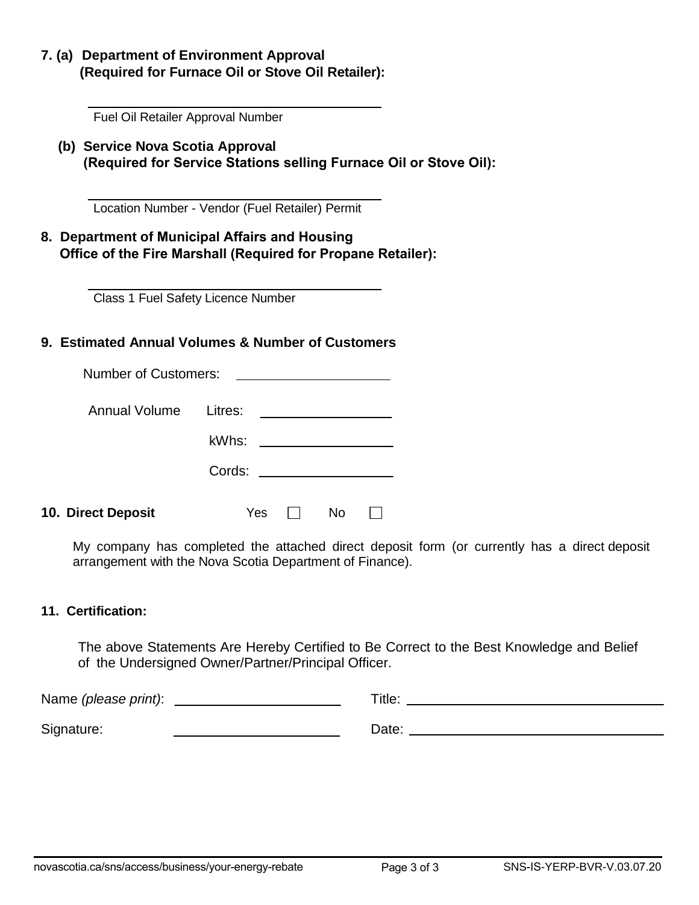**7. (a) Department of Environment Approval (Required for Furnace Oil or Stove Oil Retailer):**

\_\_\_\_\_\_\_\_\_\_\_\_\_\_\_\_\_\_\_\_\_\_\_\_\_\_\_\_\_\_\_\_\_\_\_\_
Fuel Oil Retailer Approval Number

**(b) Service Nova Scotia Approval (Required for Service Stations selling Furnace Oil or Stove Oil):**

\_\_\_\_\_\_\_\_\_\_\_\_\_\_\_\_\_\_\_\_\_\_\_\_\_\_\_\_\_\_\_\_\_\_\_\_
Location Number - Vendor (Fuel Retailer) Permit

**8. Department of Municipal Affairs and Housing Office of the Fire Marshall (Required for Propane Retailer):**

\_\_\_\_\_\_\_\_\_\_\_\_\_\_\_\_\_\_\_\_\_\_\_\_\_\_\_\_\_\_\_\_\_\_\_\_
Class 1 Fuel Safety Licence Number

**9. Estimated Annual Volumes & Number of Customers**

Number of Customers: \_\_\_\_\_\_\_\_\_\_\_\_\_\_\_\_\_\_\_\_

Annual Volume Litres: \_\_\_\_\_\_\_\_\_\_\_\_\_\_\_\_\_\_\_\_

kWhs: \_\_\_\_\_\_\_\_\_\_\_\_\_\_\_\_\_\_\_\_

Cords: \_\_\_\_\_\_\_\_\_\_\_\_\_\_\_\_\_\_\_\_

**10. Direct Deposit** Yes ☐ No ☐

My company has completed the attached direct deposit form (or currently has a direct deposit arrangement with the Nova Scotia Department of Finance).

**11. Certification:**

The above Statements Are Hereby Certified to Be Correct to the Best Knowledge and Belief of the Undersigned Owner/Partner/Principal Officer.

Name *(please print)*: \_\_\_\_\_\_\_\_\_\_\_\_\_\_\_\_\_\_\_\_ Title: \_\_\_\_\_\_\_\_\_\_\_\_\_\_\_\_\_\_\_\_

Signature: \_\_\_\_\_\_\_\_\_\_\_\_\_\_\_\_\_\_\_\_ Date: \_\_\_\_\_\_\_\_\_\_\_\_\_\_\_\_\_\_\_\_

novascotia.ca/sns/access/business/your-energy-rebate SNS-IS-YERP-BVR-V.03.07.20